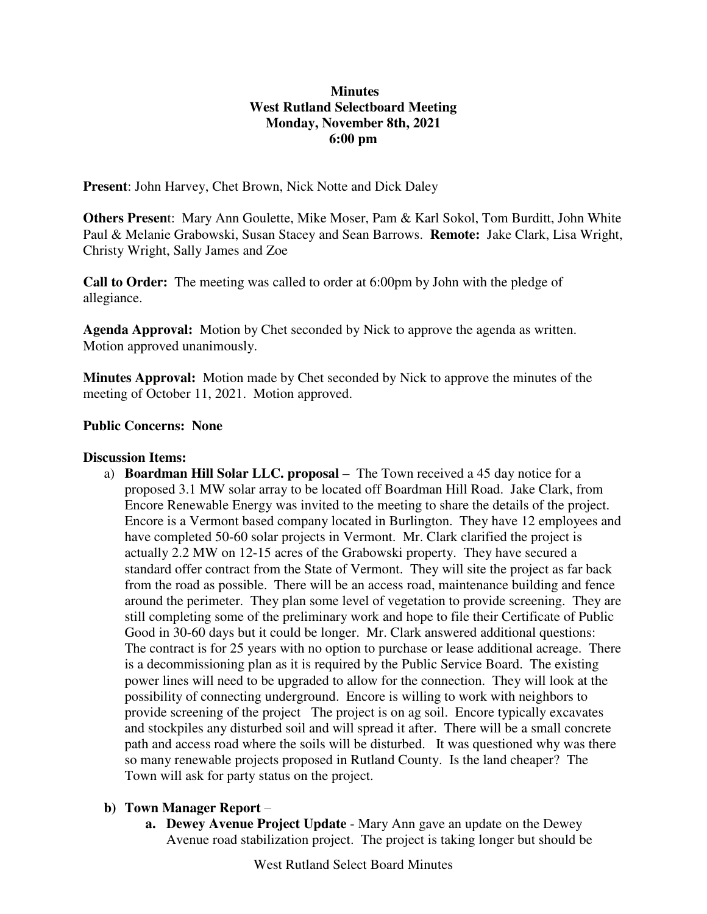**Minutes**
**West Rutland Selectboard Meeting**
**Monday, November 8th, 2021**
**6:00 pm**

**Present**: John Harvey, Chet Brown, Nick Notte and Dick Daley

**Others Presen**t: Mary Ann Goulette, Mike Moser, Pam & Karl Sokol, Tom Burditt, John White Paul & Melanie Grabowski, Susan Stacey and Sean Barrows. **Remote:** Jake Clark, Lisa Wright, Christy Wright, Sally James and Zoe

**Call to Order:** The meeting was called to order at 6:00pm by John with the pledge of allegiance.

**Agenda Approval:** Motion by Chet seconded by Nick to approve the agenda as written. Motion approved unanimously.

**Minutes Approval:** Motion made by Chet seconded by Nick to approve the minutes of the meeting of October 11, 2021. Motion approved.

**Public Concerns: None**

**Discussion Items:**

a) **Boardman Hill Solar LLC. proposal –** The Town received a 45 day notice for a proposed 3.1 MW solar array to be located off Boardman Hill Road. Jake Clark, from Encore Renewable Energy was invited to the meeting to share the details of the project. Encore is a Vermont based company located in Burlington. They have 12 employees and have completed 50-60 solar projects in Vermont. Mr. Clark clarified the project is actually 2.2 MW on 12-15 acres of the Grabowski property. They have secured a standard offer contract from the State of Vermont. They will site the project as far back from the road as possible. There will be an access road, maintenance building and fence around the perimeter. They plan some level of vegetation to provide screening. They are still completing some of the preliminary work and hope to file their Certificate of Public Good in 30-60 days but it could be longer. Mr. Clark answered additional questions: The contract is for 25 years with no option to purchase or lease additional acreage. There is a decommissioning plan as it is required by the Public Service Board. The existing power lines will need to be upgraded to allow for the connection. They will look at the possibility of connecting underground. Encore is willing to work with neighbors to provide screening of the project The project is on ag soil. Encore typically excavates and stockpiles any disturbed soil and will spread it after. There will be a small concrete path and access road where the soils will be disturbed. It was questioned why was there so many renewable projects proposed in Rutland County. Is the land cheaper? The Town will ask for party status on the project.

b) **Town Manager Report** –

   a. **Dewey Avenue Project Update** - Mary Ann gave an update on the Dewey Avenue road stabilization project. The project is taking longer but should be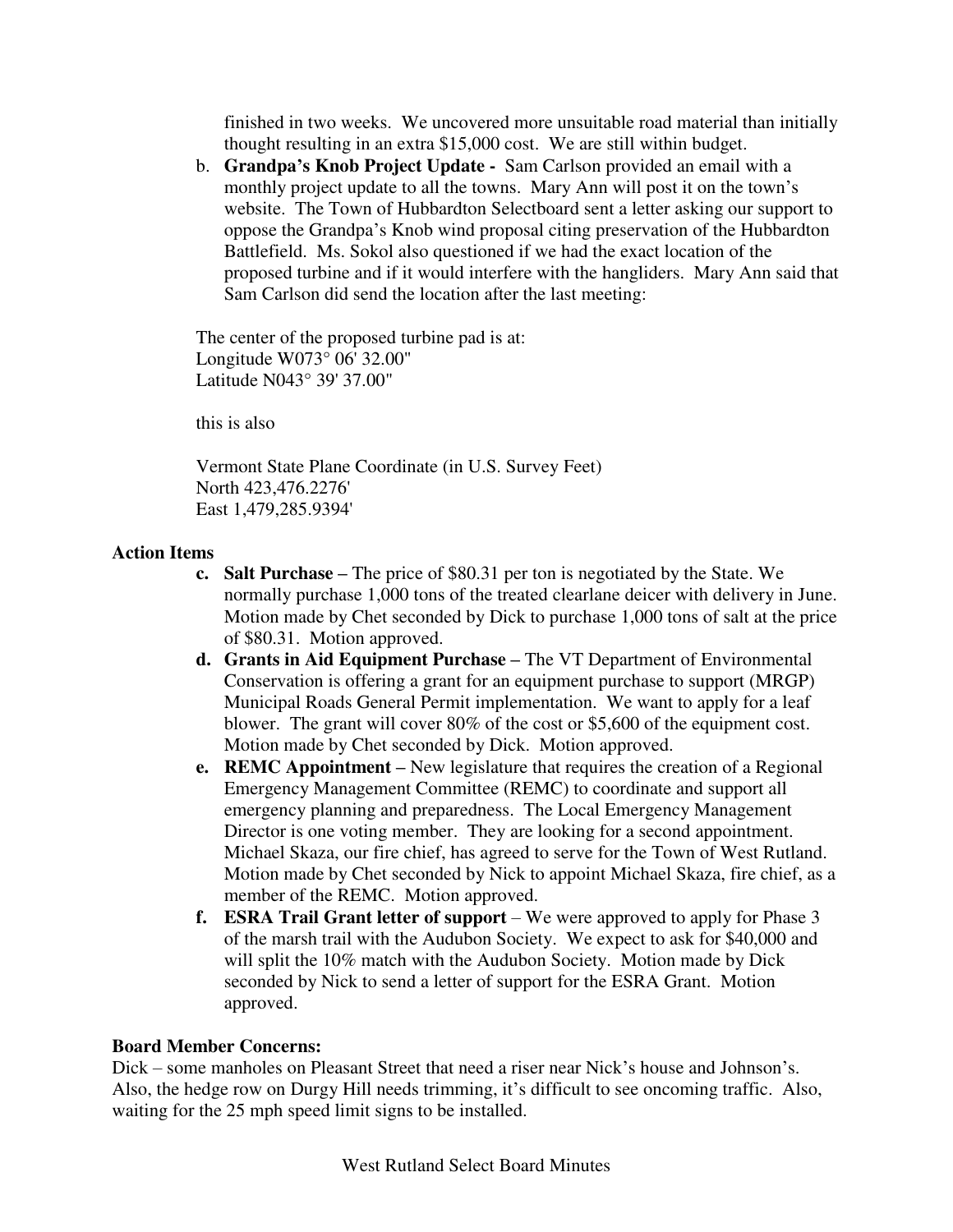finished in two weeks. We uncovered more unsuitable road material than initially thought resulting in an extra $15,000 cost. We are still within budget.

b. **Grandpa's Knob Project Update -** Sam Carlson provided an email with a monthly project update to all the towns. Mary Ann will post it on the town's website. The Town of Hubbardton Selectboard sent a letter asking our support to oppose the Grandpa's Knob wind proposal citing preservation of the Hubbardton Battlefield. Ms. Sokol also questioned if we had the exact location of the proposed turbine and if it would interfere with the hangliders. Mary Ann said that Sam Carlson did send the location after the last meeting:

The center of the proposed turbine pad is at:
Longitude W073° 06' 32.00"
Latitude N043° 39' 37.00"

this is also

Vermont State Plane Coordinate (in U.S. Survey Feet)
North 423,476.2276'
East 1,479,285.9394'

**Action Items**

c. **Salt Purchase –** The price of $80.31 per ton is negotiated by the State. We normally purchase 1,000 tons of the treated clearlane deicer with delivery in June. Motion made by Chet seconded by Dick to purchase 1,000 tons of salt at the price of $80.31. Motion approved.

d. **Grants in Aid Equipment Purchase –** The VT Department of Environmental Conservation is offering a grant for an equipment purchase to support (MRGP) Municipal Roads General Permit implementation. We want to apply for a leaf blower. The grant will cover 80% of the cost or $5,600 of the equipment cost. Motion made by Chet seconded by Dick. Motion approved.

e. **REMC Appointment –** New legislature that requires the creation of a Regional Emergency Management Committee (REMC) to coordinate and support all emergency planning and preparedness. The Local Emergency Management Director is one voting member. They are looking for a second appointment. Michael Skaza, our fire chief, has agreed to serve for the Town of West Rutland. Motion made by Chet seconded by Nick to appoint Michael Skaza, fire chief, as a member of the REMC. Motion approved.

f. **ESRA Trail Grant letter of support** – We were approved to apply for Phase 3 of the marsh trail with the Audubon Society. We expect to ask for $40,000 and will split the 10% match with the Audubon Society. Motion made by Dick seconded by Nick to send a letter of support for the ESRA Grant. Motion approved.

**Board Member Concerns:**

Dick – some manholes on Pleasant Street that need a riser near Nick's house and Johnson's. Also, the hedge row on Durgy Hill needs trimming, it's difficult to see oncoming traffic. Also, waiting for the 25 mph speed limit signs to be installed.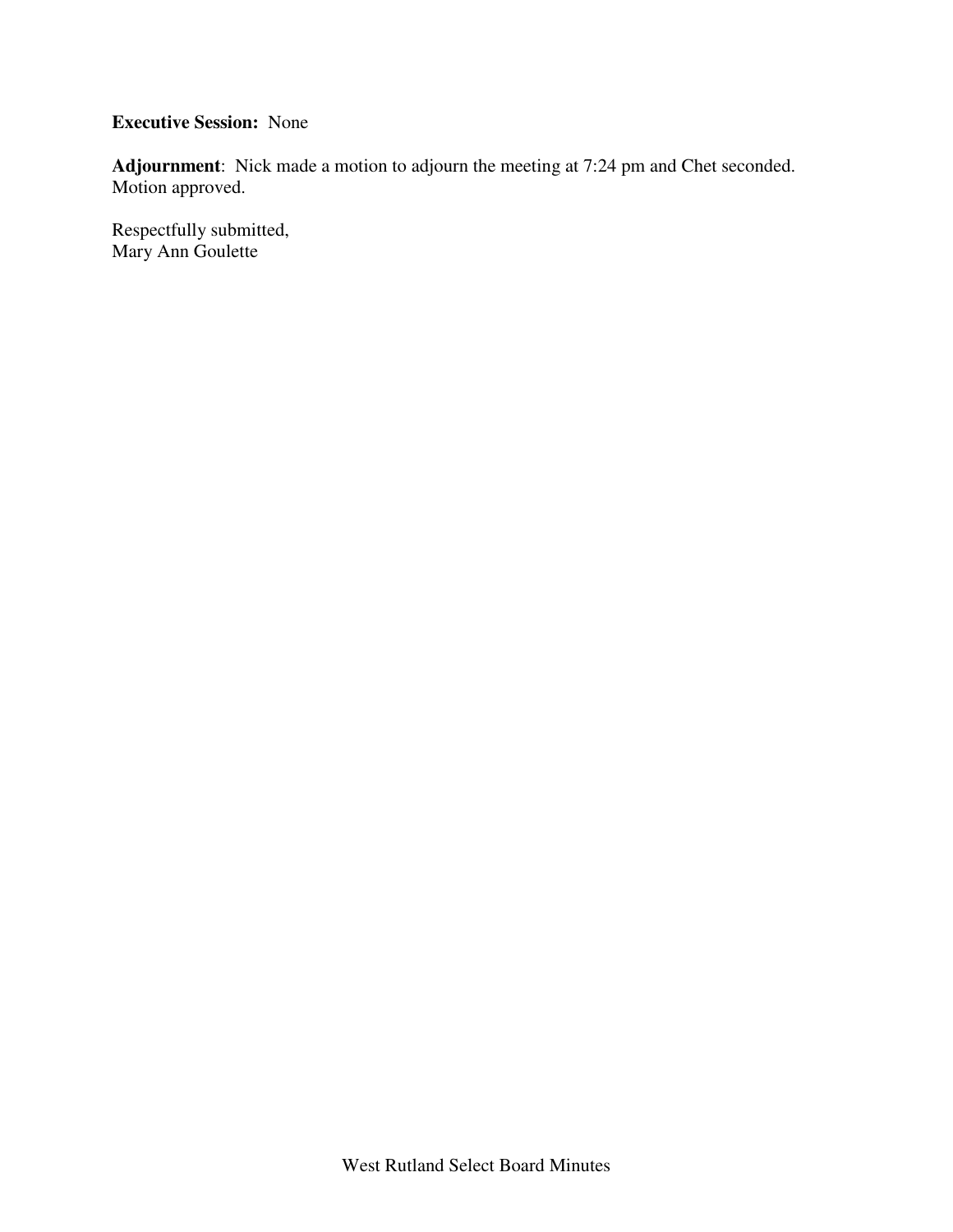**Executive Session:** None

**Adjournment**: Nick made a motion to adjourn the meeting at 7:24 pm and Chet seconded. Motion approved.

Respectfully submitted,
Mary Ann Goulette